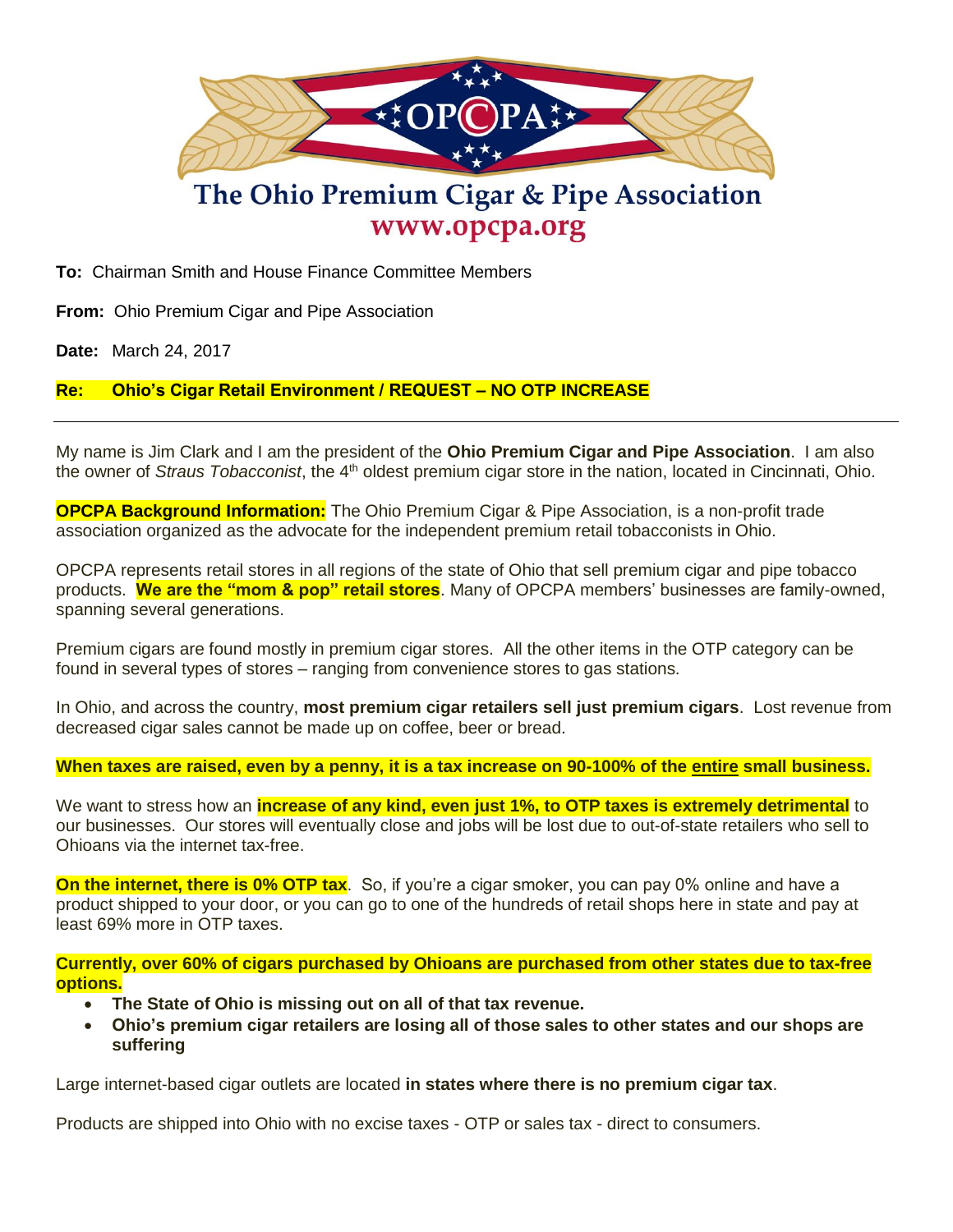# The Ohio Premium Cigar & Pipe Association

www.opcpa.org

**To:** Chairman Smith and House Finance Committee Members

**From:** Ohio Premium Cigar and Pipe Association

**Date:** March 24, 2017

**Re: Ohio's Cigar Retail Environment / REQUEST – NO OTP INCREASE**

---

My name is Jim Clark and I am the president of the **Ohio Premium Cigar and Pipe Association**. I am also the owner of *Straus Tobacconist*, the 4th oldest premium cigar store in the nation, located in Cincinnati, Ohio.

**OPCPA Background Information:** The Ohio Premium Cigar & Pipe Association, is a non-profit trade association organized as the advocate for the independent premium retail tobacconists in Ohio.

OPCPA represents retail stores in all regions of the state of Ohio that sell premium cigar and pipe tobacco products. **We are the "mom & pop" retail stores**. Many of OPCPA members' businesses are family-owned, spanning several generations.

Premium cigars are found mostly in premium cigar stores. All the other items in the OTP category can be found in several types of stores – ranging from convenience stores to gas stations.

In Ohio, and across the country, **most premium cigar retailers sell just premium cigars**. Lost revenue from decreased cigar sales cannot be made up on coffee, beer or bread.

**When taxes are raised, even by a penny, it is a tax increase on 90-100% of the entire small business.**

We want to stress how an **increase of any kind, even just 1%, to OTP taxes is extremely detrimental** to our businesses. Our stores will eventually close and jobs will be lost due to out-of-state retailers who sell to Ohioans via the internet tax-free.

**On the internet, there is 0% OTP tax**. So, if you're a cigar smoker, you can pay 0% online and have a product shipped to your door, or you can go to one of the hundreds of retail shops here in state and pay at least 69% more in OTP taxes.

**Currently, over 60% of cigars purchased by Ohioans are purchased from other states due to tax-free options.**

- **The State of Ohio is missing out on all of that tax revenue.**
- **Ohio's premium cigar retailers are losing all of those sales to other states and our shops are suffering**

Large internet-based cigar outlets are located **in states where there is no premium cigar tax**.

Products are shipped into Ohio with no excise taxes - OTP or sales tax - direct to consumers.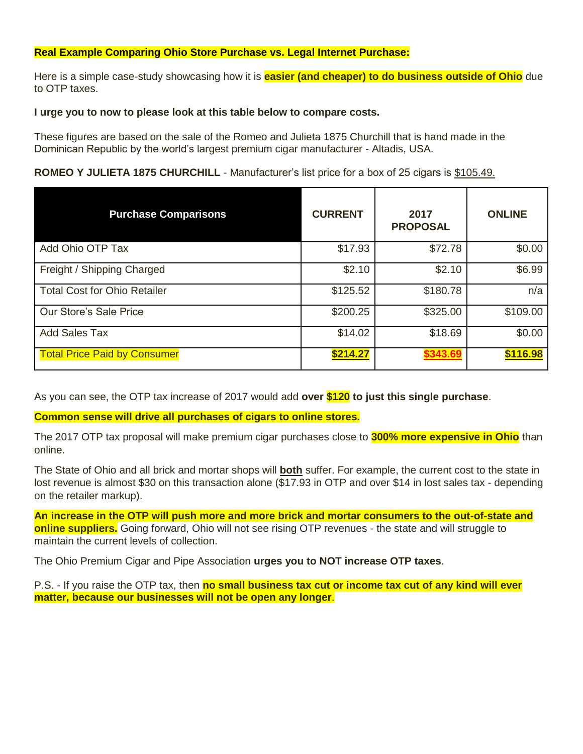**Real Example Comparing Ohio Store Purchase vs. Legal Internet Purchase:**

Here is a simple case-study showcasing how it is **easier (and cheaper) to do business outside of Ohio** due to OTP taxes.

**I urge you to now to please look at this table below to compare costs.**

These figures are based on the sale of the Romeo and Julieta 1875 Churchill that is hand made in the Dominican Republic by the world's largest premium cigar manufacturer - Altadis, USA.

**ROMEO Y JULIETA 1875 CHURCHILL** - Manufacturer's list price for a box of 25 cigars is $105.49.

| Purchase Comparisons | CURRENT | 2017 PROPOSAL | ONLINE |
|---|---|---|---|
| Add Ohio OTP Tax | $17.93 | $72.78 | $0.00 |
| Freight / Shipping Charged | $2.10 | $2.10 | $6.99 |
| Total Cost for Ohio Retailer | $125.52 | $180.78 | n/a |
| Our Store's Sale Price | $200.25 | $325.00 | $109.00 |
| Add Sales Tax | $14.02 | $18.69 | $0.00 |
| Total Price Paid by Consumer | **$214.27** | **$343.69** | **$116.98** |

As you can see, the OTP tax increase of 2017 would add **over $120 to just this single purchase**.

**Common sense will drive all purchases of cigars to online stores.**

The 2017 OTP tax proposal will make premium cigar purchases close to **300% more expensive in Ohio** than online.

The State of Ohio and all brick and mortar shops will **both** suffer. For example, the current cost to the state in lost revenue is almost $30 on this transaction alone ($17.93 in OTP and over $14 in lost sales tax - depending on the retailer markup).

**An increase in the OTP will push more and more brick and mortar consumers to the out-of-state and online suppliers.** Going forward, Ohio will not see rising OTP revenues - the state and will struggle to maintain the current levels of collection.

The Ohio Premium Cigar and Pipe Association **urges you to NOT increase OTP taxes**.

P.S. - If you raise the OTP tax, then **no small business tax cut or income tax cut of any kind will ever matter, because our businesses will not be open any longer**.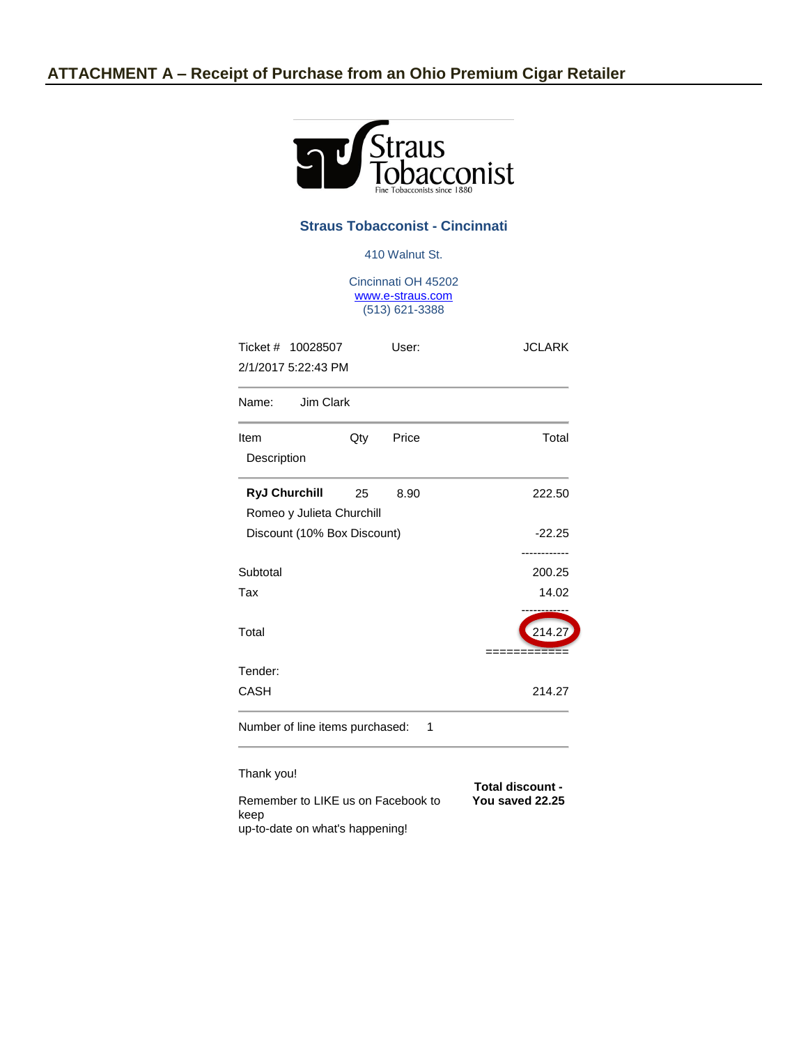## ATTACHMENT A – Receipt of Purchase from an Ohio Premium Cigar Retailer

Straus Tobacconist
Fine Tobacconists since 1880

**Straus Tobacconist - Cincinnati**

410 Walnut St.

Cincinnati OH 45202
www.e-straus.com
(513) 621-3388

Ticket # 10028507 User: JCLARK
2/1/2017 5:22:43 PM

Name: Jim Clark

| Item Description | Qty | Price | Total |
|---|---|---|---|
| **RyJ Churchill** | 25 | 8.90 | 222.50 |
| Romeo y Julieta Churchill | | | |
| Discount (10% Box Discount) | | | -22.25 |
| Subtotal | | | 200.25 |
| Tax | | | 14.02 |
| Total | | | 214.27 |

Tender:
CASH 214.27

Number of line items purchased: 1

Thank you!

Remember to LIKE us on Facebook to keep
up-to-date on what's happening!

**Total discount - You saved 22.25**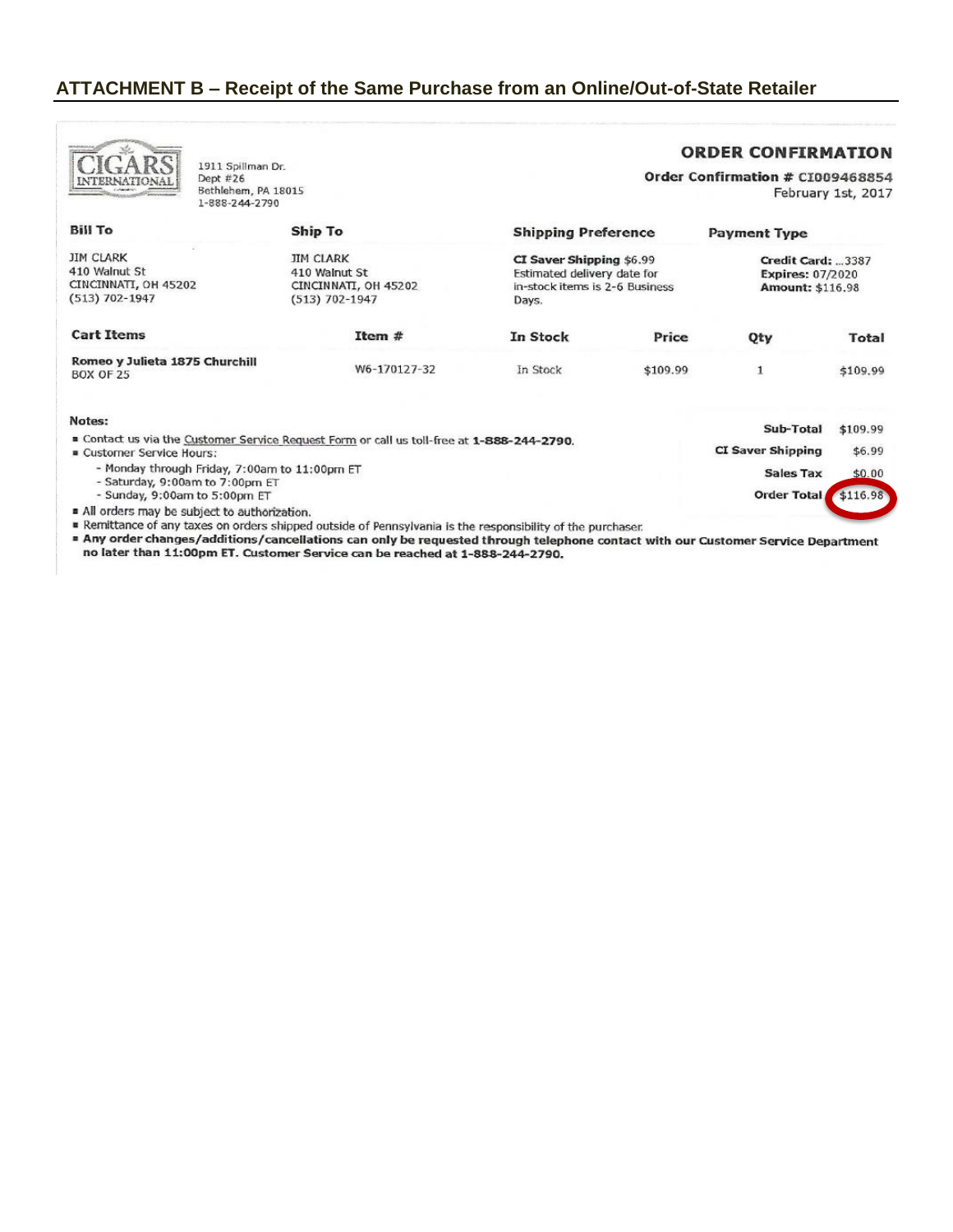## ATTACHMENT B – Receipt of the Same Purchase from an Online/Out-of-State Retailer

CIGARS INTERNATIONAL

1911 Spillman Dr.
Dept #26
Bethlehem, PA 18015
1-888-244-2790

**ORDER CONFIRMATION**

**Order Confirmation # CI009468854**
February 1st, 2017

| Bill To | Ship To | Shipping Preference | Payment Type |
|---|---|---|---|
| JIM CLARK<br>410 Walnut St<br>CINCINNATI, OH 45202<br>(513) 702-1947 | JIM CLARK<br>410 Walnut St<br>CINCINNATI, OH 45202<br>(513) 702-1947 | **CI Saver Shipping** $6.99<br>Estimated delivery date for in-stock items is 2-6 Business Days. | **Credit Card:** ...3387<br>**Expires:** 07/2020<br>**Amount:** $116.98 |

| Cart Items | Item # | In Stock | Price | Qty | Total |
|---|---|---|---|---|---|
| **Romeo y Julieta 1875 Churchill** BOX OF 25 | W6-170127-32 | In Stock | $109.99 | 1 | $109.99 |

| | |
|---|---|
| **Sub-Total** | $109.99 |
| **CI Saver Shipping** | $6.99 |
| **Sales Tax** | $0.00 |
| **Order Total** | $116.98 |

**Notes:**

- Contact us via the Customer Service Request Form or call us toll-free at **1-888-244-2790.**
- Customer Service Hours:
  - Monday through Friday, 7:00am to 11:00pm ET
  - Saturday, 9:00am to 7:00pm ET
  - Sunday, 9:00am to 5:00pm ET
- All orders may be subject to authorization.
- Remittance of any taxes on orders shipped outside of Pennsylvania is the responsibility of the purchaser.
- **Any order changes/additions/cancellations can only be requested through telephone contact with our Customer Service Department no later than 11:00pm ET. Customer Service can be reached at 1-888-244-2790.**